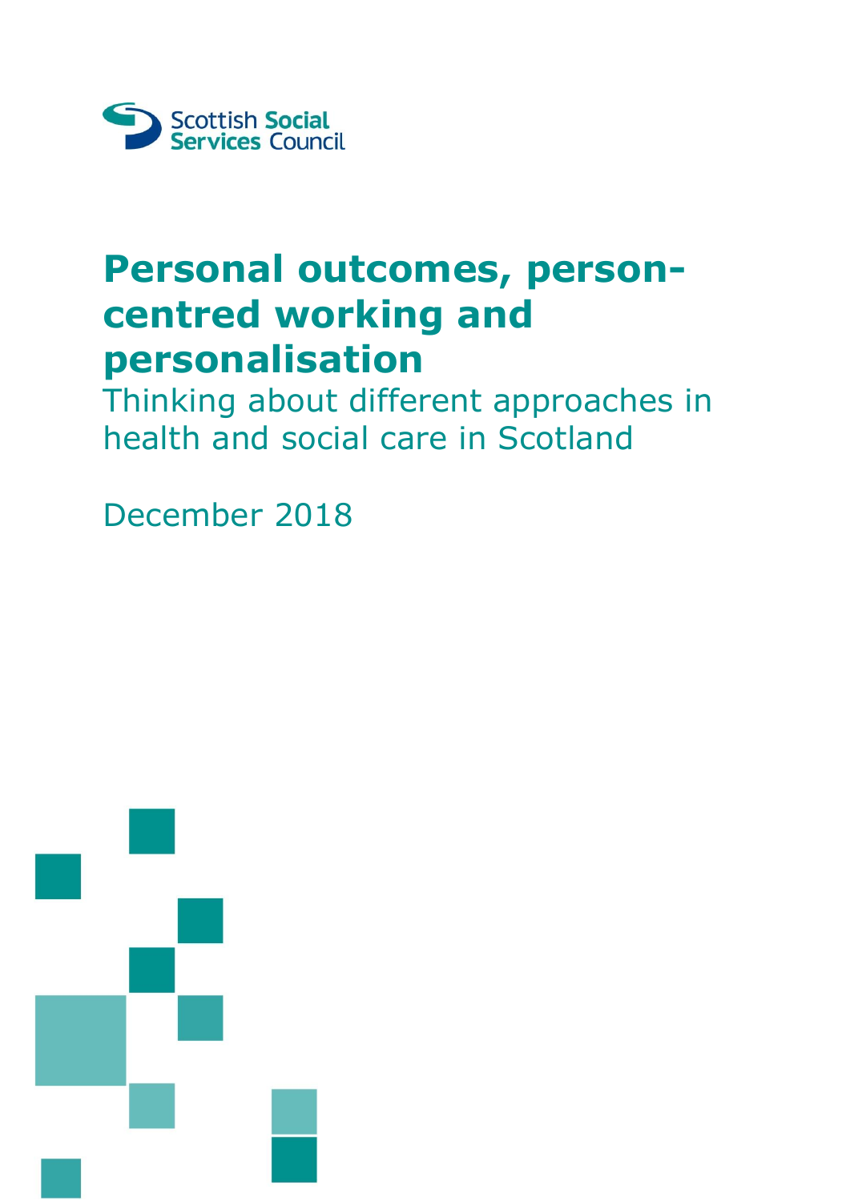Scottish Social Services Council

# Personal outcomes, person-centred working and personalisation

## Thinking about different approaches in health and social care in Scotland

December 2018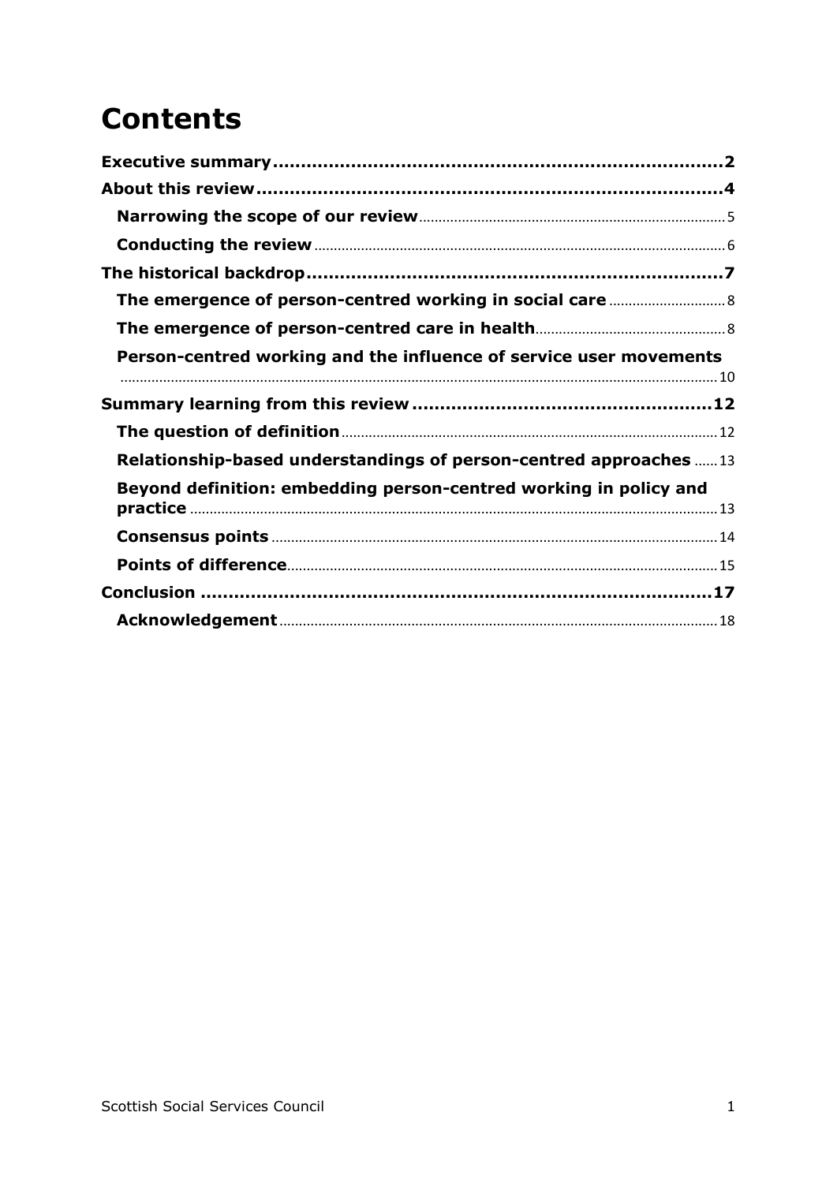# Contents

**Executive summary** 2

**About this review** 4

- **Narrowing the scope of our review** 5
- **Conducting the review** 6

**The historical backdrop** 7

- **The emergence of person-centred working in social care** 8
- **The emergence of person-centred care in health** 8
- **Person-centred working and the influence of service user movements** 10

**Summary learning from this review** 12

- **The question of definition** 12
- **Relationship-based understandings of person-centred approaches** 13
- **Beyond definition: embedding person-centred working in policy and practice** 13
- **Consensus points** 14
- **Points of difference** 15

**Conclusion** 17

- **Acknowledgement** 18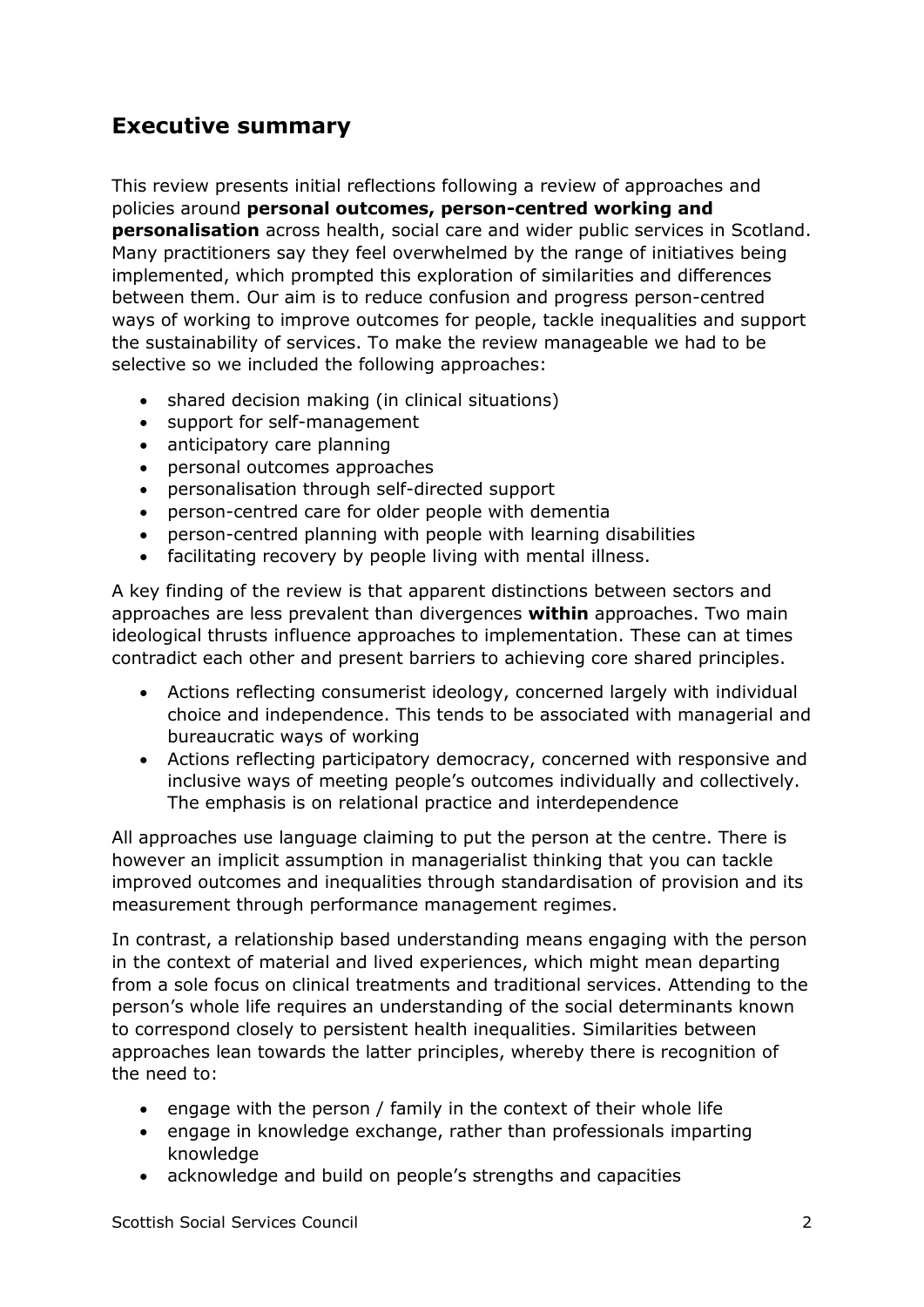## Executive summary

This review presents initial reflections following a review of approaches and policies around **personal outcomes, person-centred working and personalisation** across health, social care and wider public services in Scotland. Many practitioners say they feel overwhelmed by the range of initiatives being implemented, which prompted this exploration of similarities and differences between them. Our aim is to reduce confusion and progress person-centred ways of working to improve outcomes for people, tackle inequalities and support the sustainability of services. To make the review manageable we had to be selective so we included the following approaches:

- shared decision making (in clinical situations)
- support for self-management
- anticipatory care planning
- personal outcomes approaches
- personalisation through self-directed support
- person-centred care for older people with dementia
- person-centred planning with people with learning disabilities
- facilitating recovery by people living with mental illness.

A key finding of the review is that apparent distinctions between sectors and approaches are less prevalent than divergences **within** approaches. Two main ideological thrusts influence approaches to implementation. These can at times contradict each other and present barriers to achieving core shared principles.

- Actions reflecting consumerist ideology, concerned largely with individual choice and independence. This tends to be associated with managerial and bureaucratic ways of working
- Actions reflecting participatory democracy, concerned with responsive and inclusive ways of meeting people's outcomes individually and collectively. The emphasis is on relational practice and interdependence

All approaches use language claiming to put the person at the centre. There is however an implicit assumption in managerialist thinking that you can tackle improved outcomes and inequalities through standardisation of provision and its measurement through performance management regimes.

In contrast, a relationship based understanding means engaging with the person in the context of material and lived experiences, which might mean departing from a sole focus on clinical treatments and traditional services. Attending to the person's whole life requires an understanding of the social determinants known to correspond closely to persistent health inequalities. Similarities between approaches lean towards the latter principles, whereby there is recognition of the need to:

- engage with the person / family in the context of their whole life
- engage in knowledge exchange, rather than professionals imparting knowledge
- acknowledge and build on people's strengths and capacities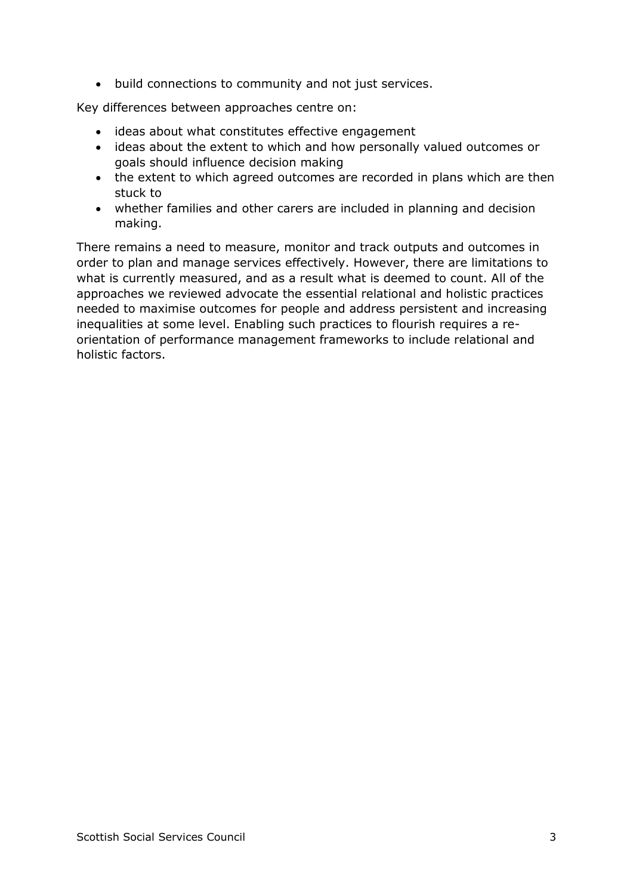- build connections to community and not just services.

Key differences between approaches centre on:

- ideas about what constitutes effective engagement
- ideas about the extent to which and how personally valued outcomes or goals should influence decision making
- the extent to which agreed outcomes are recorded in plans which are then stuck to
- whether families and other carers are included in planning and decision making.

There remains a need to measure, monitor and track outputs and outcomes in order to plan and manage services effectively. However, there are limitations to what is currently measured, and as a result what is deemed to count. All of the approaches we reviewed advocate the essential relational and holistic practices needed to maximise outcomes for people and address persistent and increasing inequalities at some level. Enabling such practices to flourish requires a re-orientation of performance management frameworks to include relational and holistic factors.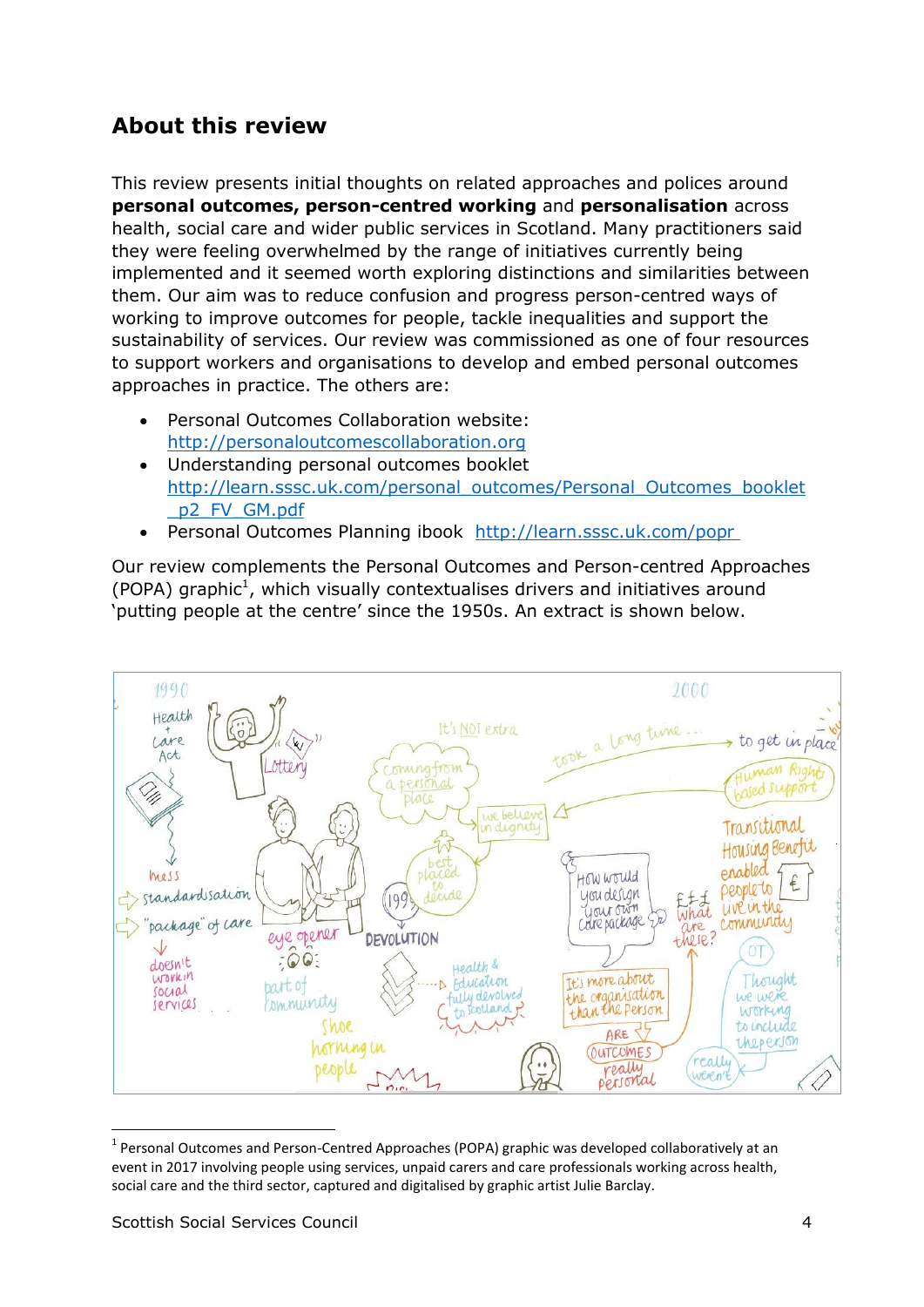## About this review

This review presents initial thoughts on related approaches and polices around **personal outcomes, person-centred working** and **personalisation** across health, social care and wider public services in Scotland. Many practitioners said they were feeling overwhelmed by the range of initiatives currently being implemented and it seemed worth exploring distinctions and similarities between them. Our aim was to reduce confusion and progress person-centred ways of working to improve outcomes for people, tackle inequalities and support the sustainability of services. Our review was commissioned as one of four resources to support workers and organisations to develop and embed personal outcomes approaches in practice. The others are:

- Personal Outcomes Collaboration website: http://personaloutcomescollaboration.org
- Understanding personal outcomes booklet http://learn.sssc.uk.com/personal_outcomes/Personal_Outcomes_booklet_p2_FV_GM.pdf
- Personal Outcomes Planning ibook http://learn.sssc.uk.com/popr

Our review complements the Personal Outcomes and Person-centred Approaches (POPA) graphic[1], which visually contextualises drivers and initiatives around 'putting people at the centre' since the 1950s. An extract is shown below.

[1] Personal Outcomes and Person-Centred Approaches (POPA) graphic was developed collaboratively at an event in 2017 involving people using services, unpaid carers and care professionals working across health, social care and the third sector, captured and digitalised by graphic artist Julie Barclay.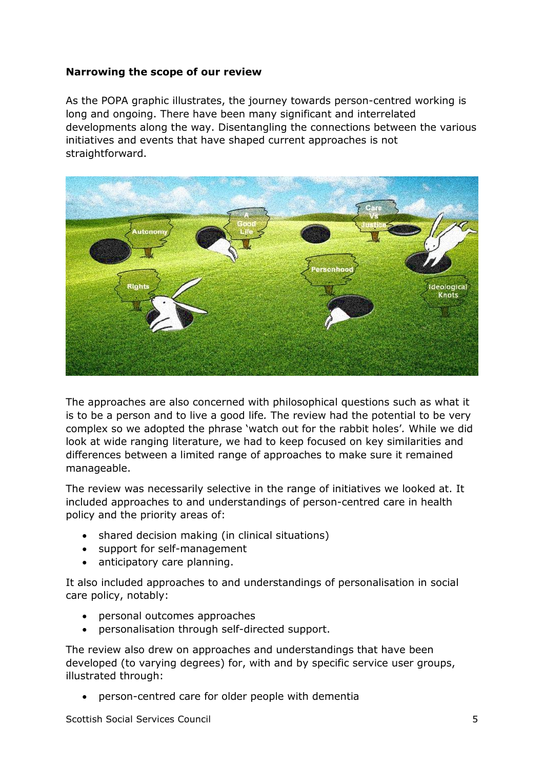**Narrowing the scope of our review**

As the POPA graphic illustrates, the journey towards person-centred working is long and ongoing. There have been many significant and interrelated developments along the way. Disentangling the connections between the various initiatives and events that have shaped current approaches is not straightforward.

The approaches are also concerned with philosophical questions such as what it is to be a person and to live a good life*.* The review had the potential to be very complex so we adopted the phrase 'watch out for the rabbit holes'*.* While we did look at wide ranging literature, we had to keep focused on key similarities and differences between a limited range of approaches to make sure it remained manageable.

The review was necessarily selective in the range of initiatives we looked at. It included approaches to and understandings of person-centred care in health policy and the priority areas of:

- shared decision making (in clinical situations)
- support for self-management
- anticipatory care planning.

It also included approaches to and understandings of personalisation in social care policy, notably:

- personal outcomes approaches
- personalisation through self-directed support.

The review also drew on approaches and understandings that have been developed (to varying degrees) for, with and by specific service user groups, illustrated through:

- person-centred care for older people with dementia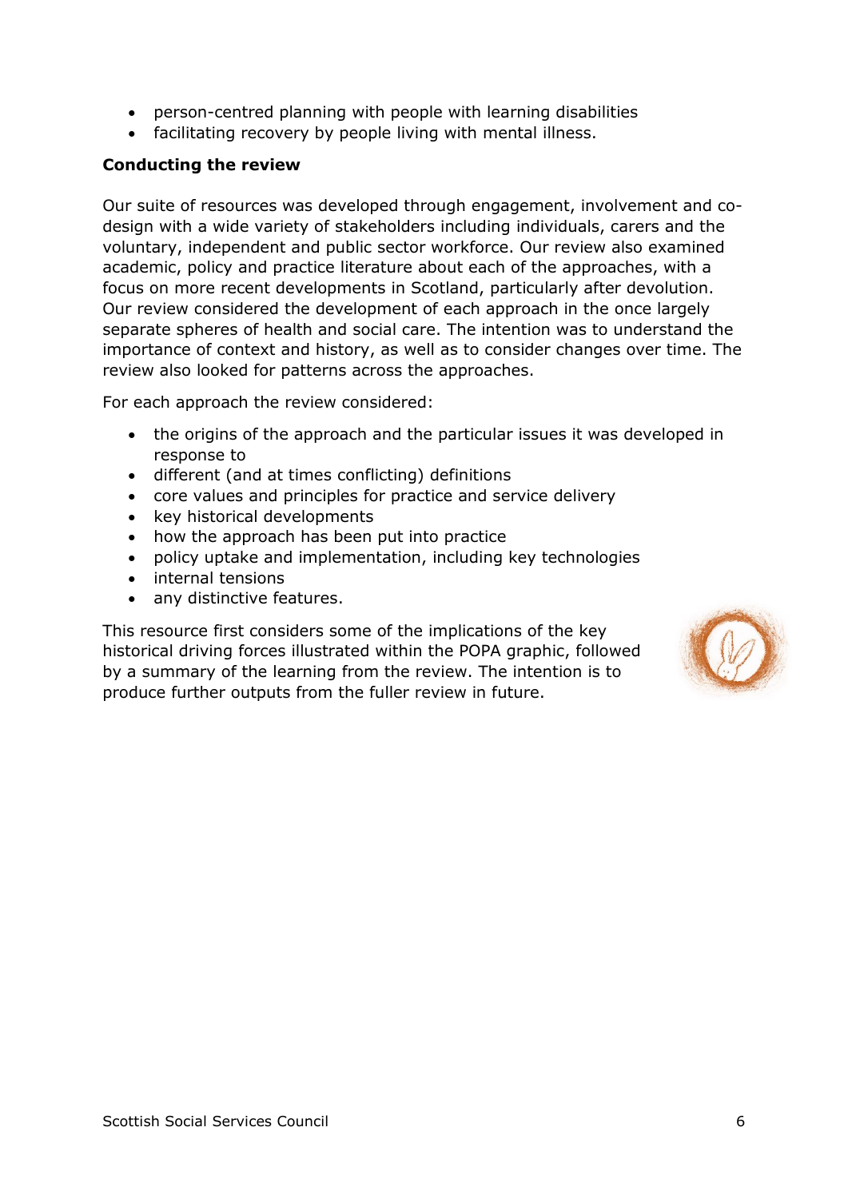- person-centred planning with people with learning disabilities
- facilitating recovery by people living with mental illness.

**Conducting the review**

Our suite of resources was developed through engagement, involvement and co-design with a wide variety of stakeholders including individuals, carers and the voluntary, independent and public sector workforce. Our review also examined academic, policy and practice literature about each of the approaches, with a focus on more recent developments in Scotland, particularly after devolution. Our review considered the development of each approach in the once largely separate spheres of health and social care. The intention was to understand the importance of context and history, as well as to consider changes over time. The review also looked for patterns across the approaches.

For each approach the review considered:

- the origins of the approach and the particular issues it was developed in response to
- different (and at times conflicting) definitions
- core values and principles for practice and service delivery
- key historical developments
- how the approach has been put into practice
- policy uptake and implementation, including key technologies
- internal tensions
- any distinctive features.

This resource first considers some of the implications of the key historical driving forces illustrated within the POPA graphic, followed by a summary of the learning from the review. The intention is to produce further outputs from the fuller review in future.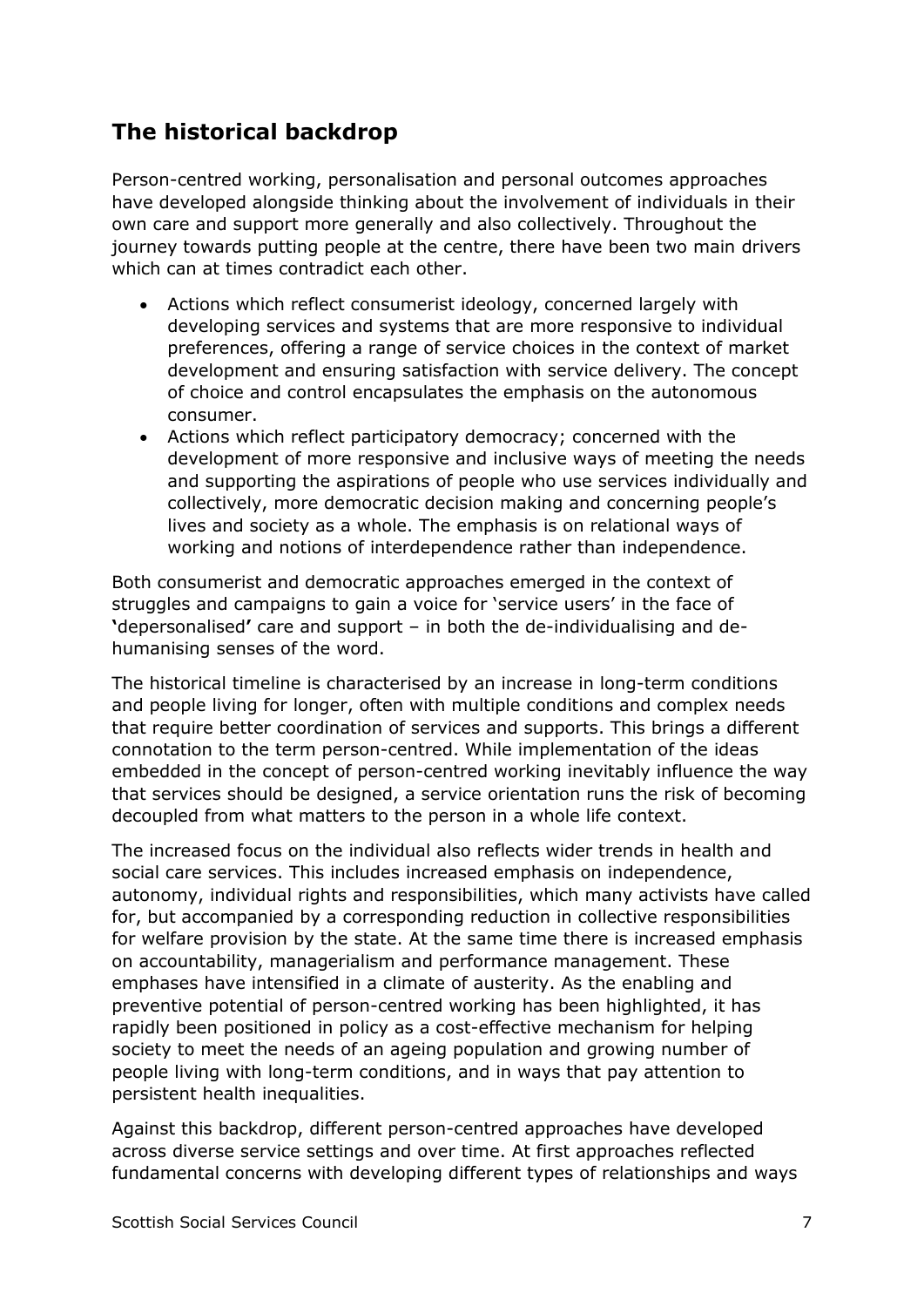## The historical backdrop

Person-centred working, personalisation and personal outcomes approaches have developed alongside thinking about the involvement of individuals in their own care and support more generally and also collectively. Throughout the journey towards putting people at the centre, there have been two main drivers which can at times contradict each other.

- Actions which reflect consumerist ideology, concerned largely with developing services and systems that are more responsive to individual preferences, offering a range of service choices in the context of market development and ensuring satisfaction with service delivery. The concept of choice and control encapsulates the emphasis on the autonomous consumer.
- Actions which reflect participatory democracy; concerned with the development of more responsive and inclusive ways of meeting the needs and supporting the aspirations of people who use services individually and collectively, more democratic decision making and concerning people's lives and society as a whole. The emphasis is on relational ways of working and notions of interdependence rather than independence.

Both consumerist and democratic approaches emerged in the context of struggles and campaigns to gain a voice for 'service users' in the face of **'**depersonalised**'** care and support – in both the de-individualising and de-humanising senses of the word.

The historical timeline is characterised by an increase in long-term conditions and people living for longer, often with multiple conditions and complex needs that require better coordination of services and supports. This brings a different connotation to the term person-centred. While implementation of the ideas embedded in the concept of person-centred working inevitably influence the way that services should be designed, a service orientation runs the risk of becoming decoupled from what matters to the person in a whole life context.

The increased focus on the individual also reflects wider trends in health and social care services. This includes increased emphasis on independence, autonomy, individual rights and responsibilities, which many activists have called for, but accompanied by a corresponding reduction in collective responsibilities for welfare provision by the state. At the same time there is increased emphasis on accountability, managerialism and performance management. These emphases have intensified in a climate of austerity. As the enabling and preventive potential of person-centred working has been highlighted, it has rapidly been positioned in policy as a cost-effective mechanism for helping society to meet the needs of an ageing population and growing number of people living with long-term conditions, and in ways that pay attention to persistent health inequalities.

Against this backdrop, different person-centred approaches have developed across diverse service settings and over time. At first approaches reflected fundamental concerns with developing different types of relationships and ways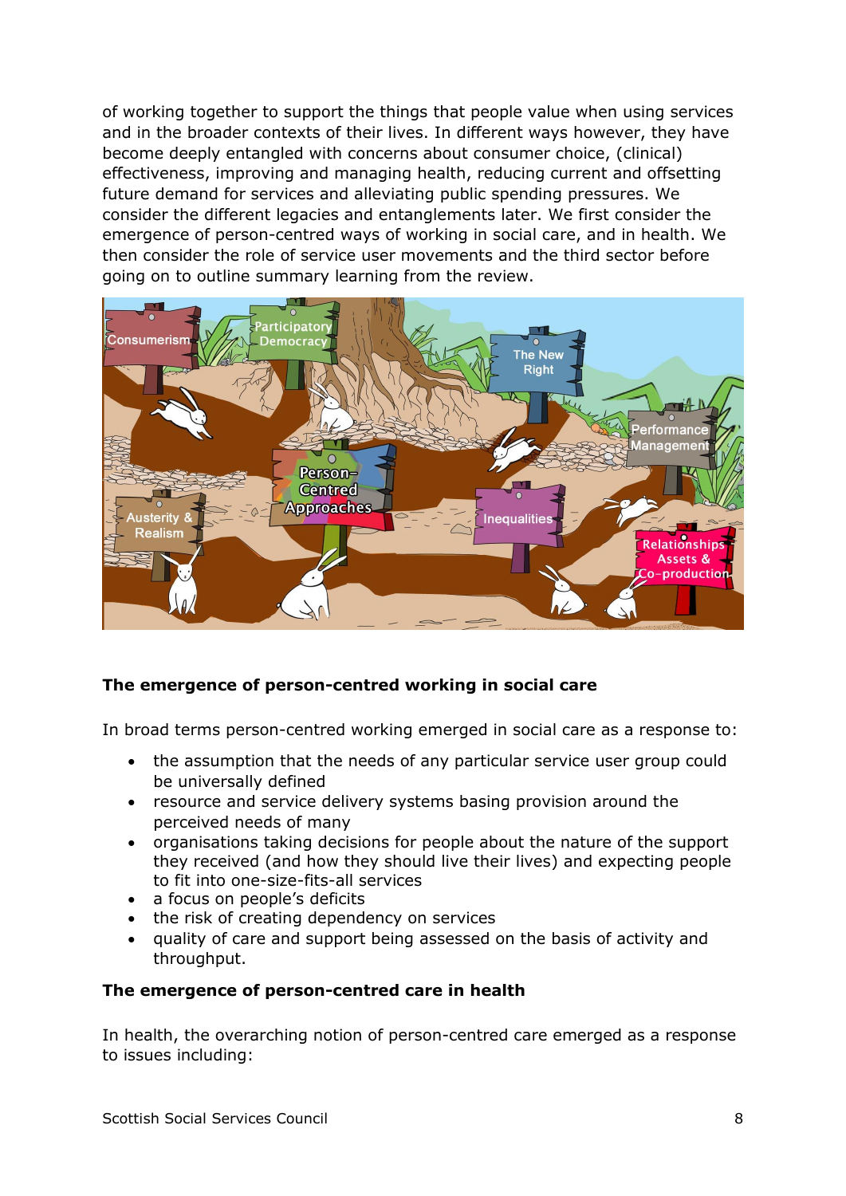of working together to support the things that people value when using services and in the broader contexts of their lives. In different ways however, they have become deeply entangled with concerns about consumer choice, (clinical) effectiveness, improving and managing health, reducing current and offsetting future demand for services and alleviating public spending pressures. We consider the different legacies and entanglements later. We first consider the emergence of person-centred ways of working in social care, and in health. We then consider the role of service user movements and the third sector before going on to outline summary learning from the review.

## The emergence of person-centred working in social care

In broad terms person-centred working emerged in social care as a response to:

- the assumption that the needs of any particular service user group could be universally defined
- resource and service delivery systems basing provision around the perceived needs of many
- organisations taking decisions for people about the nature of the support they received (and how they should live their lives) and expecting people to fit into one-size-fits-all services
- a focus on people's deficits
- the risk of creating dependency on services
- quality of care and support being assessed on the basis of activity and throughput.

## The emergence of person-centred care in health

In health, the overarching notion of person-centred care emerged as a response to issues including: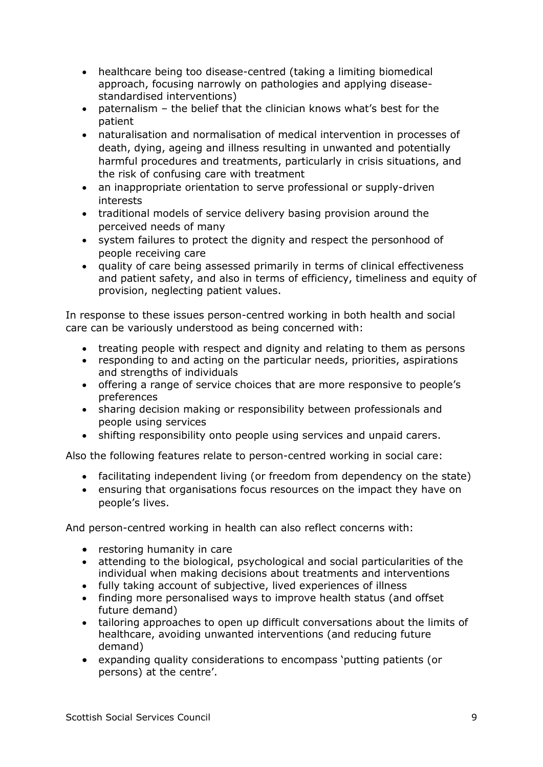- healthcare being too disease-centred (taking a limiting biomedical approach, focusing narrowly on pathologies and applying disease-standardised interventions)
- paternalism – the belief that the clinician knows what's best for the patient
- naturalisation and normalisation of medical intervention in processes of death, dying, ageing and illness resulting in unwanted and potentially harmful procedures and treatments, particularly in crisis situations, and the risk of confusing care with treatment
- an inappropriate orientation to serve professional or supply-driven interests
- traditional models of service delivery basing provision around the perceived needs of many
- system failures to protect the dignity and respect the personhood of people receiving care
- quality of care being assessed primarily in terms of clinical effectiveness and patient safety, and also in terms of efficiency, timeliness and equity of provision, neglecting patient values.

In response to these issues person-centred working in both health and social care can be variously understood as being concerned with:

- treating people with respect and dignity and relating to them as persons
- responding to and acting on the particular needs, priorities, aspirations and strengths of individuals
- offering a range of service choices that are more responsive to people's preferences
- sharing decision making or responsibility between professionals and people using services
- shifting responsibility onto people using services and unpaid carers.

Also the following features relate to person-centred working in social care:

- facilitating independent living (or freedom from dependency on the state)
- ensuring that organisations focus resources on the impact they have on people's lives.

And person-centred working in health can also reflect concerns with:

- restoring humanity in care
- attending to the biological, psychological and social particularities of the individual when making decisions about treatments and interventions
- fully taking account of subjective, lived experiences of illness
- finding more personalised ways to improve health status (and offset future demand)
- tailoring approaches to open up difficult conversations about the limits of healthcare, avoiding unwanted interventions (and reducing future demand)
- expanding quality considerations to encompass 'putting patients (or persons) at the centre'.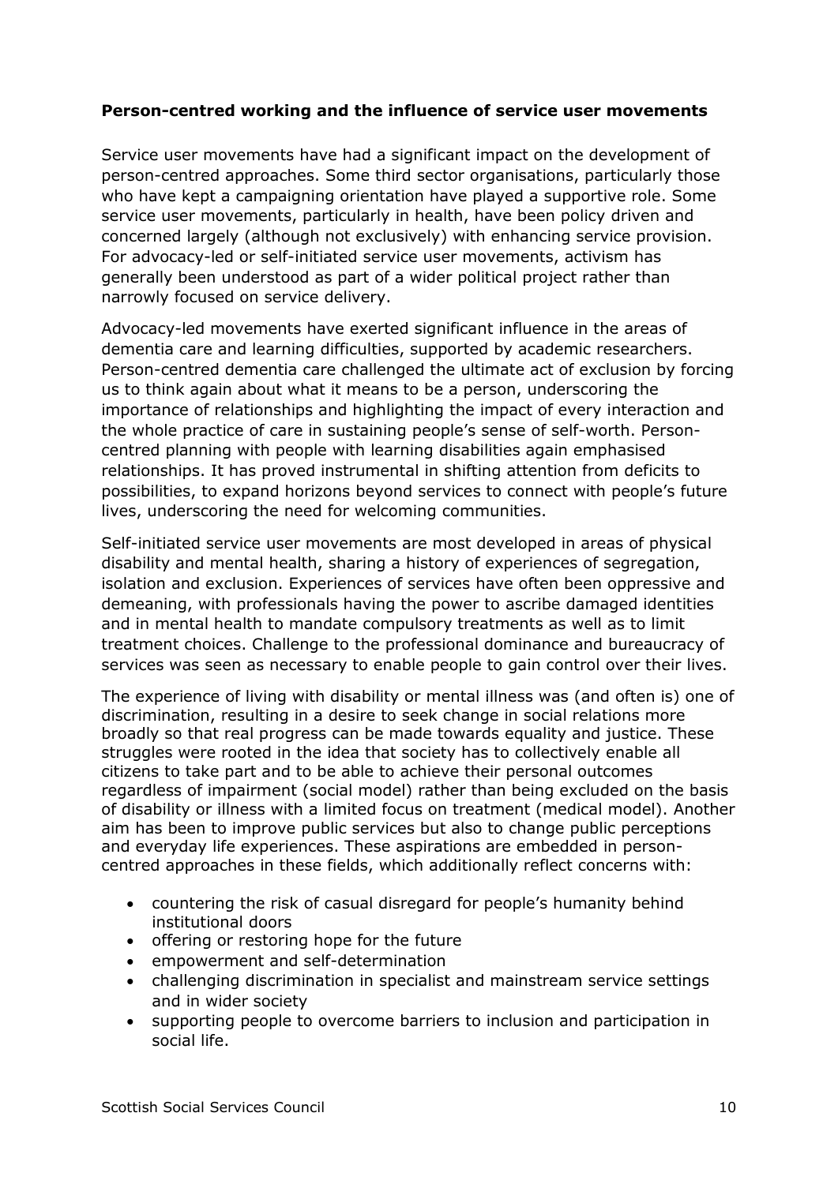**Person-centred working and the influence of service user movements**

Service user movements have had a significant impact on the development of person-centred approaches. Some third sector organisations, particularly those who have kept a campaigning orientation have played a supportive role. Some service user movements, particularly in health, have been policy driven and concerned largely (although not exclusively) with enhancing service provision. For advocacy-led or self-initiated service user movements, activism has generally been understood as part of a wider political project rather than narrowly focused on service delivery.

Advocacy-led movements have exerted significant influence in the areas of dementia care and learning difficulties, supported by academic researchers. Person-centred dementia care challenged the ultimate act of exclusion by forcing us to think again about what it means to be a person, underscoring the importance of relationships and highlighting the impact of every interaction and the whole practice of care in sustaining people's sense of self-worth. Person-centred planning with people with learning disabilities again emphasised relationships. It has proved instrumental in shifting attention from deficits to possibilities, to expand horizons beyond services to connect with people's future lives, underscoring the need for welcoming communities.

Self-initiated service user movements are most developed in areas of physical disability and mental health, sharing a history of experiences of segregation, isolation and exclusion. Experiences of services have often been oppressive and demeaning, with professionals having the power to ascribe damaged identities and in mental health to mandate compulsory treatments as well as to limit treatment choices. Challenge to the professional dominance and bureaucracy of services was seen as necessary to enable people to gain control over their lives.

The experience of living with disability or mental illness was (and often is) one of discrimination, resulting in a desire to seek change in social relations more broadly so that real progress can be made towards equality and justice. These struggles were rooted in the idea that society has to collectively enable all citizens to take part and to be able to achieve their personal outcomes regardless of impairment (social model) rather than being excluded on the basis of disability or illness with a limited focus on treatment (medical model). Another aim has been to improve public services but also to change public perceptions and everyday life experiences. These aspirations are embedded in person-centred approaches in these fields, which additionally reflect concerns with:

- countering the risk of casual disregard for people's humanity behind institutional doors
- offering or restoring hope for the future
- empowerment and self-determination
- challenging discrimination in specialist and mainstream service settings and in wider society
- supporting people to overcome barriers to inclusion and participation in social life.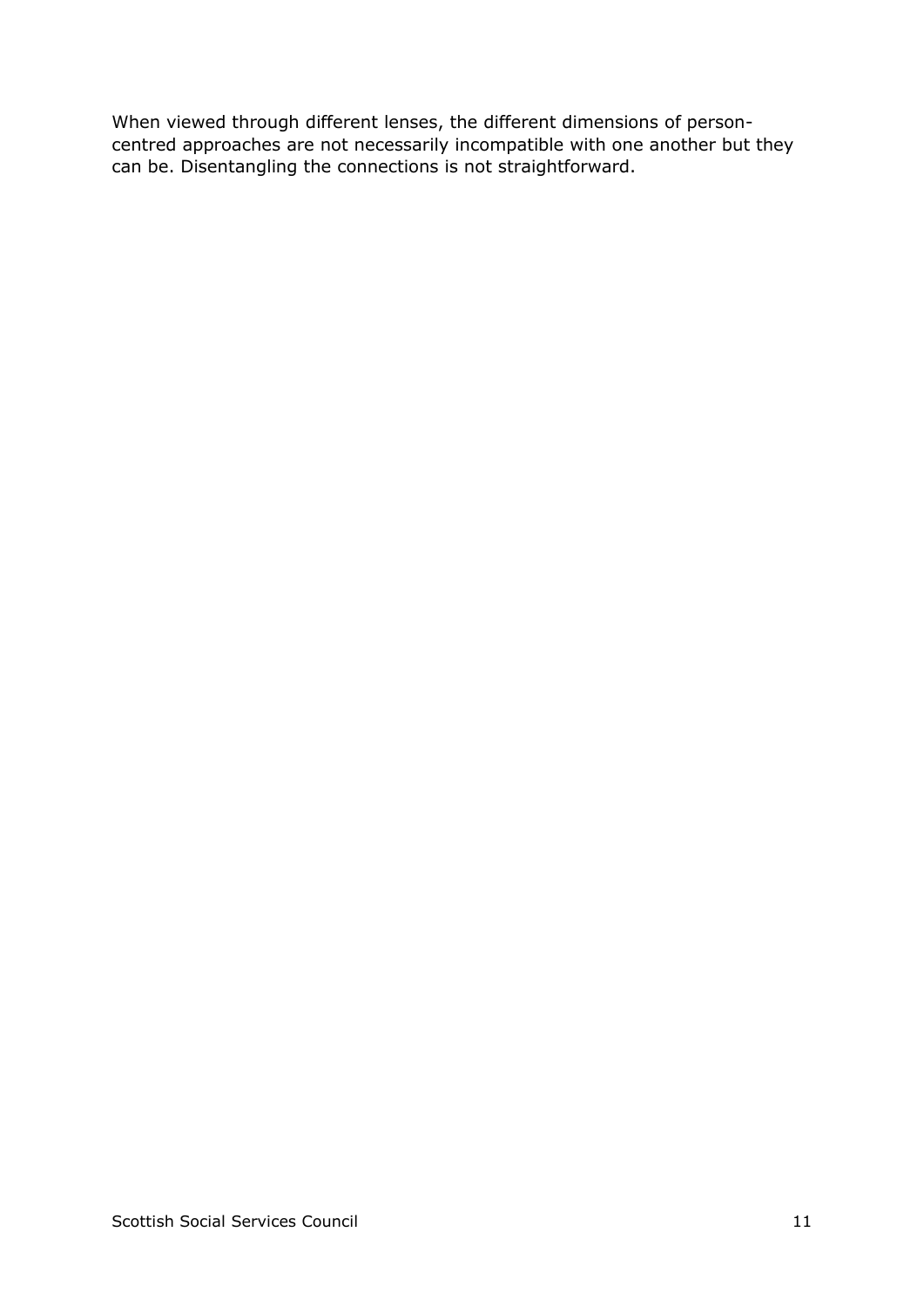When viewed through different lenses, the different dimensions of person-centred approaches are not necessarily incompatible with one another but they can be. Disentangling the connections is not straightforward.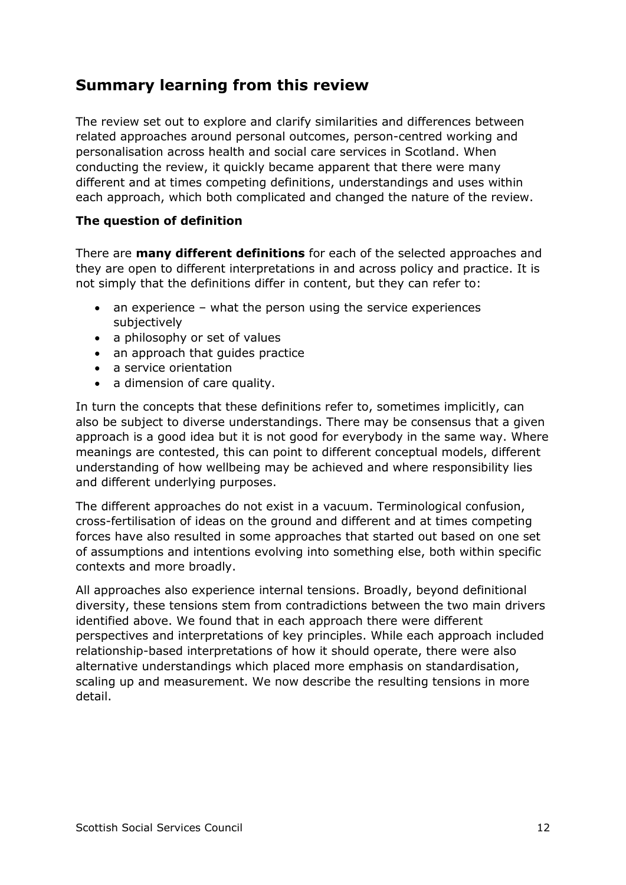## Summary learning from this review

The review set out to explore and clarify similarities and differences between related approaches around personal outcomes, person-centred working and personalisation across health and social care services in Scotland. When conducting the review, it quickly became apparent that there were many different and at times competing definitions, understandings and uses within each approach, which both complicated and changed the nature of the review.

### The question of definition

There are **many different definitions** for each of the selected approaches and they are open to different interpretations in and across policy and practice. It is not simply that the definitions differ in content, but they can refer to:

- an experience – what the person using the service experiences subjectively
- a philosophy or set of values
- an approach that guides practice
- a service orientation
- a dimension of care quality.

In turn the concepts that these definitions refer to, sometimes implicitly, can also be subject to diverse understandings. There may be consensus that a given approach is a good idea but it is not good for everybody in the same way. Where meanings are contested, this can point to different conceptual models, different understanding of how wellbeing may be achieved and where responsibility lies and different underlying purposes.

The different approaches do not exist in a vacuum. Terminological confusion, cross-fertilisation of ideas on the ground and different and at times competing forces have also resulted in some approaches that started out based on one set of assumptions and intentions evolving into something else, both within specific contexts and more broadly.

All approaches also experience internal tensions. Broadly, beyond definitional diversity, these tensions stem from contradictions between the two main drivers identified above. We found that in each approach there were different perspectives and interpretations of key principles. While each approach included relationship-based interpretations of how it should operate, there were also alternative understandings which placed more emphasis on standardisation, scaling up and measurement. We now describe the resulting tensions in more detail.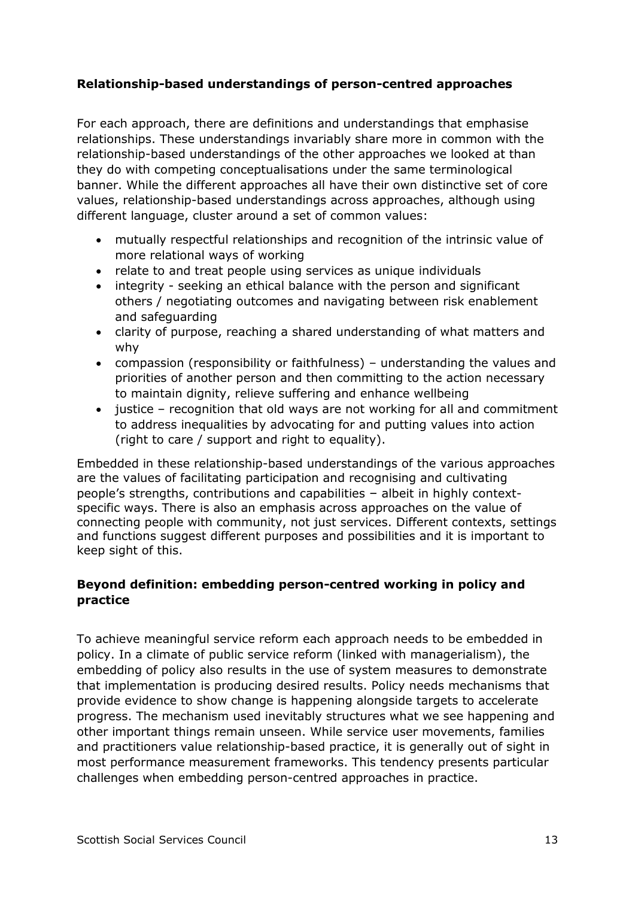**Relationship-based understandings of person-centred approaches**

For each approach, there are definitions and understandings that emphasise relationships. These understandings invariably share more in common with the relationship-based understandings of the other approaches we looked at than they do with competing conceptualisations under the same terminological banner. While the different approaches all have their own distinctive set of core values, relationship-based understandings across approaches, although using different language, cluster around a set of common values:

- mutually respectful relationships and recognition of the intrinsic value of more relational ways of working
- relate to and treat people using services as unique individuals
- integrity - seeking an ethical balance with the person and significant others / negotiating outcomes and navigating between risk enablement and safeguarding
- clarity of purpose, reaching a shared understanding of what matters and why
- compassion (responsibility or faithfulness) – understanding the values and priorities of another person and then committing to the action necessary to maintain dignity, relieve suffering and enhance wellbeing
- justice – recognition that old ways are not working for all and commitment to address inequalities by advocating for and putting values into action (right to care / support and right to equality).

Embedded in these relationship-based understandings of the various approaches are the values of facilitating participation and recognising and cultivating people's strengths, contributions and capabilities – albeit in highly context-specific ways. There is also an emphasis across approaches on the value of connecting people with community, not just services. Different contexts, settings and functions suggest different purposes and possibilities and it is important to keep sight of this.

**Beyond definition: embedding person-centred working in policy and practice**

To achieve meaningful service reform each approach needs to be embedded in policy. In a climate of public service reform (linked with managerialism), the embedding of policy also results in the use of system measures to demonstrate that implementation is producing desired results. Policy needs mechanisms that provide evidence to show change is happening alongside targets to accelerate progress. The mechanism used inevitably structures what we see happening and other important things remain unseen. While service user movements, families and practitioners value relationship-based practice, it is generally out of sight in most performance measurement frameworks. This tendency presents particular challenges when embedding person-centred approaches in practice.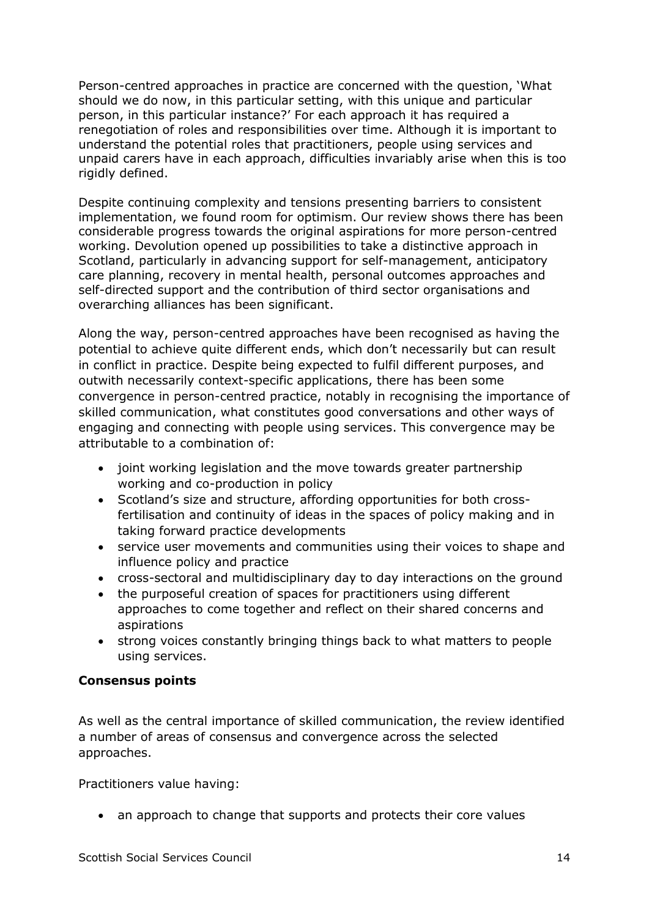Person-centred approaches in practice are concerned with the question, 'What should we do now, in this particular setting, with this unique and particular person, in this particular instance?' For each approach it has required a renegotiation of roles and responsibilities over time. Although it is important to understand the potential roles that practitioners, people using services and unpaid carers have in each approach, difficulties invariably arise when this is too rigidly defined.

Despite continuing complexity and tensions presenting barriers to consistent implementation, we found room for optimism. Our review shows there has been considerable progress towards the original aspirations for more person-centred working. Devolution opened up possibilities to take a distinctive approach in Scotland, particularly in advancing support for self-management, anticipatory care planning, recovery in mental health, personal outcomes approaches and self-directed support and the contribution of third sector organisations and overarching alliances has been significant.

Along the way, person-centred approaches have been recognised as having the potential to achieve quite different ends, which don't necessarily but can result in conflict in practice. Despite being expected to fulfil different purposes, and outwith necessarily context-specific applications, there has been some convergence in person-centred practice, notably in recognising the importance of skilled communication, what constitutes good conversations and other ways of engaging and connecting with people using services. This convergence may be attributable to a combination of:

- joint working legislation and the move towards greater partnership working and co-production in policy
- Scotland's size and structure, affording opportunities for both cross-fertilisation and continuity of ideas in the spaces of policy making and in taking forward practice developments
- service user movements and communities using their voices to shape and influence policy and practice
- cross-sectoral and multidisciplinary day to day interactions on the ground
- the purposeful creation of spaces for practitioners using different approaches to come together and reflect on their shared concerns and aspirations
- strong voices constantly bringing things back to what matters to people using services.

**Consensus points**

As well as the central importance of skilled communication, the review identified a number of areas of consensus and convergence across the selected approaches.

Practitioners value having:

- an approach to change that supports and protects their core values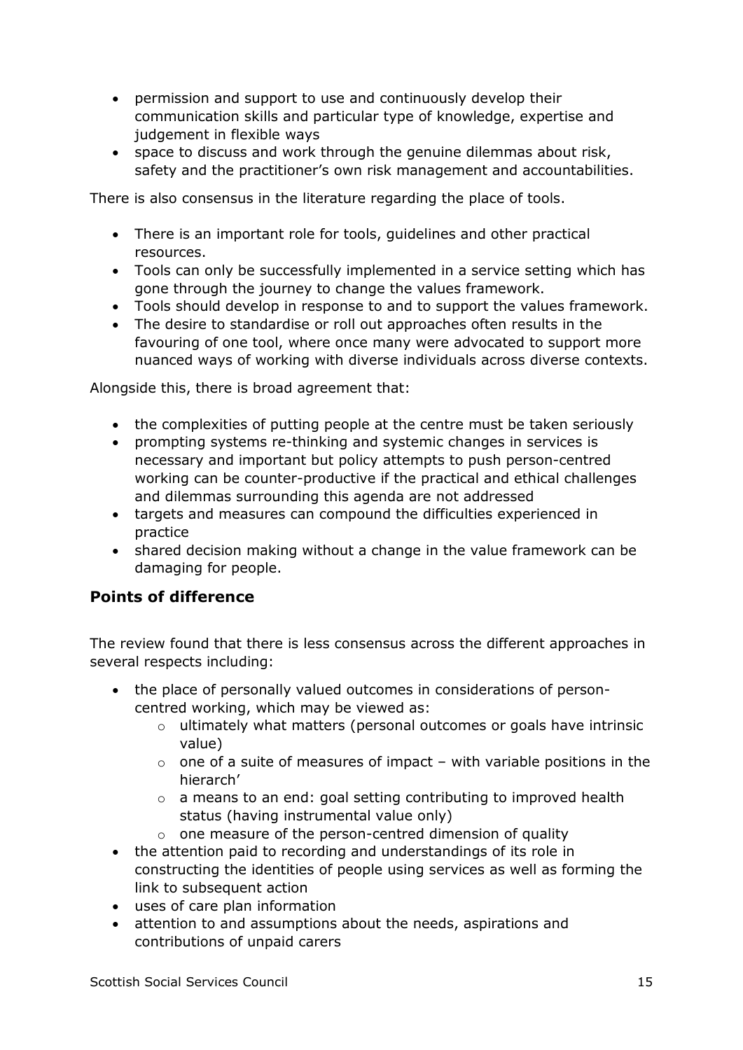- permission and support to use and continuously develop their communication skills and particular type of knowledge, expertise and judgement in flexible ways
- space to discuss and work through the genuine dilemmas about risk, safety and the practitioner's own risk management and accountabilities.

There is also consensus in the literature regarding the place of tools.

- There is an important role for tools, guidelines and other practical resources.
- Tools can only be successfully implemented in a service setting which has gone through the journey to change the values framework.
- Tools should develop in response to and to support the values framework.
- The desire to standardise or roll out approaches often results in the favouring of one tool, where once many were advocated to support more nuanced ways of working with diverse individuals across diverse contexts.

Alongside this, there is broad agreement that:

- the complexities of putting people at the centre must be taken seriously
- prompting systems re-thinking and systemic changes in services is necessary and important but policy attempts to push person-centred working can be counter-productive if the practical and ethical challenges and dilemmas surrounding this agenda are not addressed
- targets and measures can compound the difficulties experienced in practice
- shared decision making without a change in the value framework can be damaging for people.

## Points of difference

The review found that there is less consensus across the different approaches in several respects including:

- the place of personally valued outcomes in considerations of person-centred working, which may be viewed as:
  - ultimately what matters (personal outcomes or goals have intrinsic value)
  - one of a suite of measures of impact – with variable positions in the hierarch'
  - a means to an end: goal setting contributing to improved health status (having instrumental value only)
  - one measure of the person-centred dimension of quality
- the attention paid to recording and understandings of its role in constructing the identities of people using services as well as forming the link to subsequent action
- uses of care plan information
- attention to and assumptions about the needs, aspirations and contributions of unpaid carers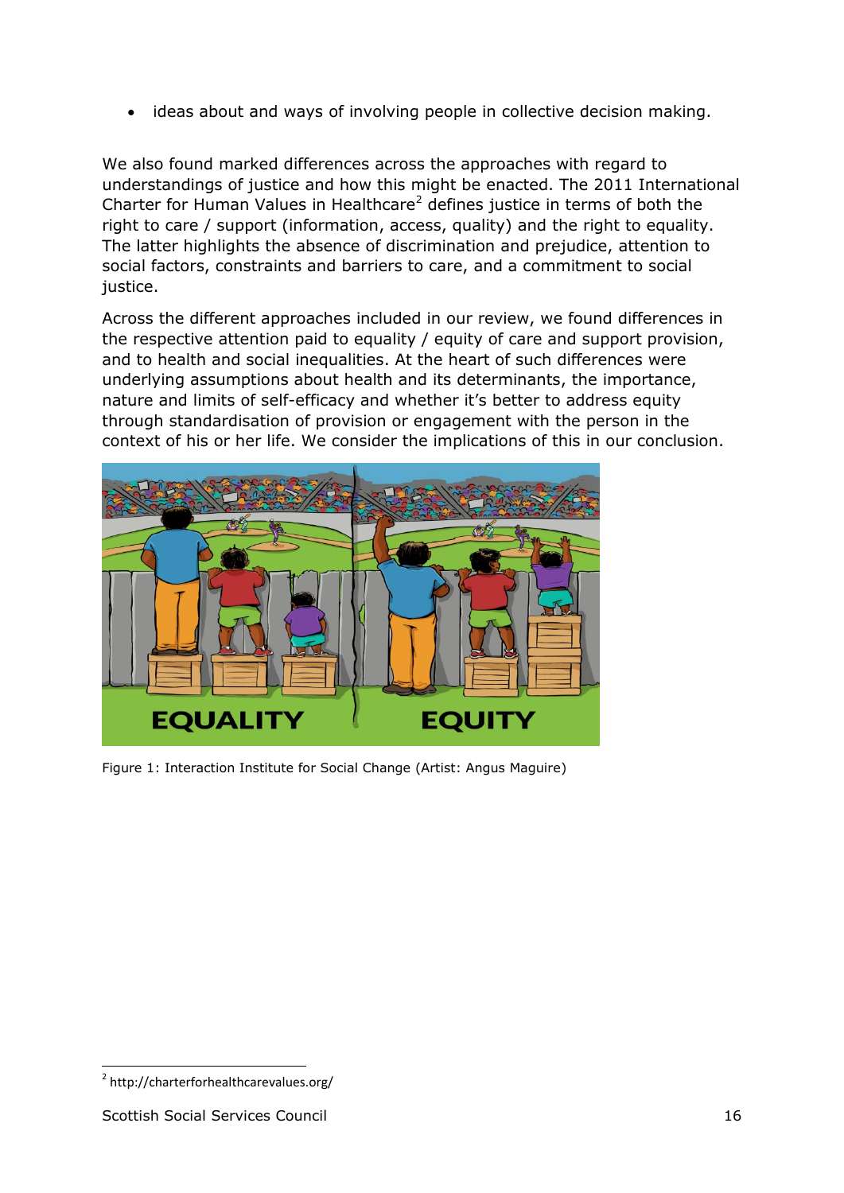- ideas about and ways of involving people in collective decision making.

We also found marked differences across the approaches with regard to understandings of justice and how this might be enacted. The 2011 International Charter for Human Values in Healthcare[2] defines justice in terms of both the right to care / support (information, access, quality) and the right to equality. The latter highlights the absence of discrimination and prejudice, attention to social factors, constraints and barriers to care, and a commitment to social justice.

Across the different approaches included in our review, we found differences in the respective attention paid to equality / equity of care and support provision, and to health and social inequalities. At the heart of such differences were underlying assumptions about health and its determinants, the importance, nature and limits of self-efficacy and whether it's better to address equity through standardisation of provision or engagement with the person in the context of his or her life. We consider the implications of this in our conclusion.

Figure 1: Interaction Institute for Social Change (Artist: Angus Maguire)

[2] http://charterforhealthcarevalues.org/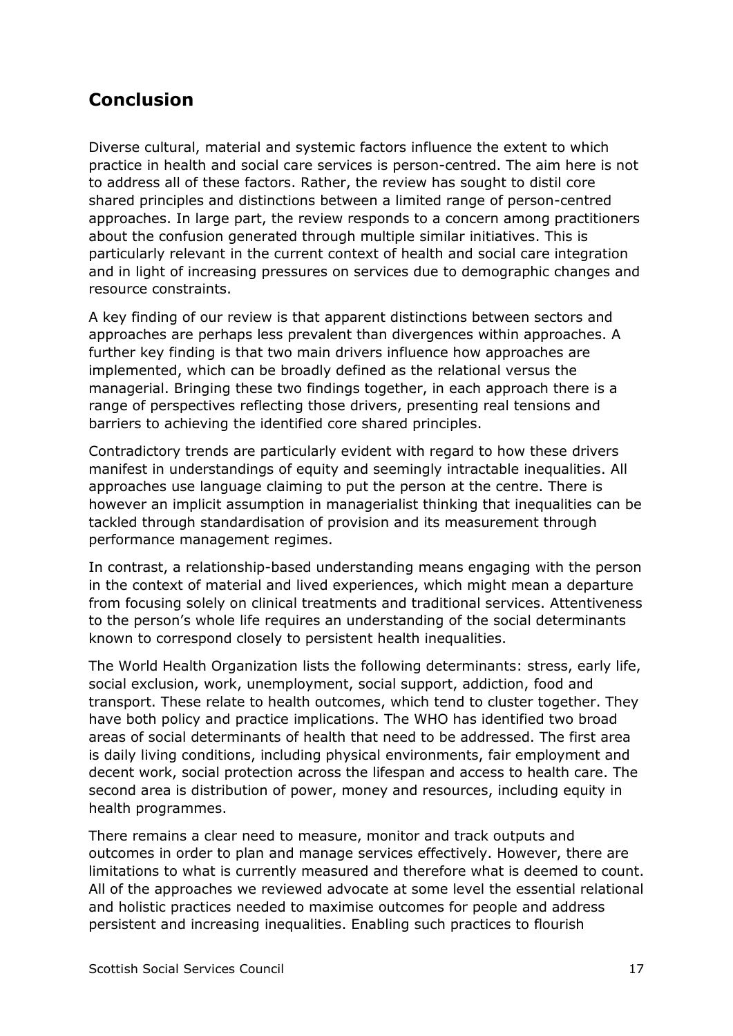## Conclusion

Diverse cultural, material and systemic factors influence the extent to which practice in health and social care services is person-centred. The aim here is not to address all of these factors. Rather, the review has sought to distil core shared principles and distinctions between a limited range of person-centred approaches. In large part, the review responds to a concern among practitioners about the confusion generated through multiple similar initiatives. This is particularly relevant in the current context of health and social care integration and in light of increasing pressures on services due to demographic changes and resource constraints.

A key finding of our review is that apparent distinctions between sectors and approaches are perhaps less prevalent than divergences within approaches. A further key finding is that two main drivers influence how approaches are implemented, which can be broadly defined as the relational versus the managerial. Bringing these two findings together, in each approach there is a range of perspectives reflecting those drivers, presenting real tensions and barriers to achieving the identified core shared principles.

Contradictory trends are particularly evident with regard to how these drivers manifest in understandings of equity and seemingly intractable inequalities. All approaches use language claiming to put the person at the centre. There is however an implicit assumption in managerialist thinking that inequalities can be tackled through standardisation of provision and its measurement through performance management regimes.

In contrast, a relationship-based understanding means engaging with the person in the context of material and lived experiences, which might mean a departure from focusing solely on clinical treatments and traditional services. Attentiveness to the person's whole life requires an understanding of the social determinants known to correspond closely to persistent health inequalities.

The World Health Organization lists the following determinants: stress, early life, social exclusion, work, unemployment, social support, addiction, food and transport. These relate to health outcomes, which tend to cluster together. They have both policy and practice implications. The WHO has identified two broad areas of social determinants of health that need to be addressed. The first area is daily living conditions, including physical environments, fair employment and decent work, social protection across the lifespan and access to health care. The second area is distribution of power, money and resources, including equity in health programmes.

There remains a clear need to measure, monitor and track outputs and outcomes in order to plan and manage services effectively. However, there are limitations to what is currently measured and therefore what is deemed to count. All of the approaches we reviewed advocate at some level the essential relational and holistic practices needed to maximise outcomes for people and address persistent and increasing inequalities. Enabling such practices to flourish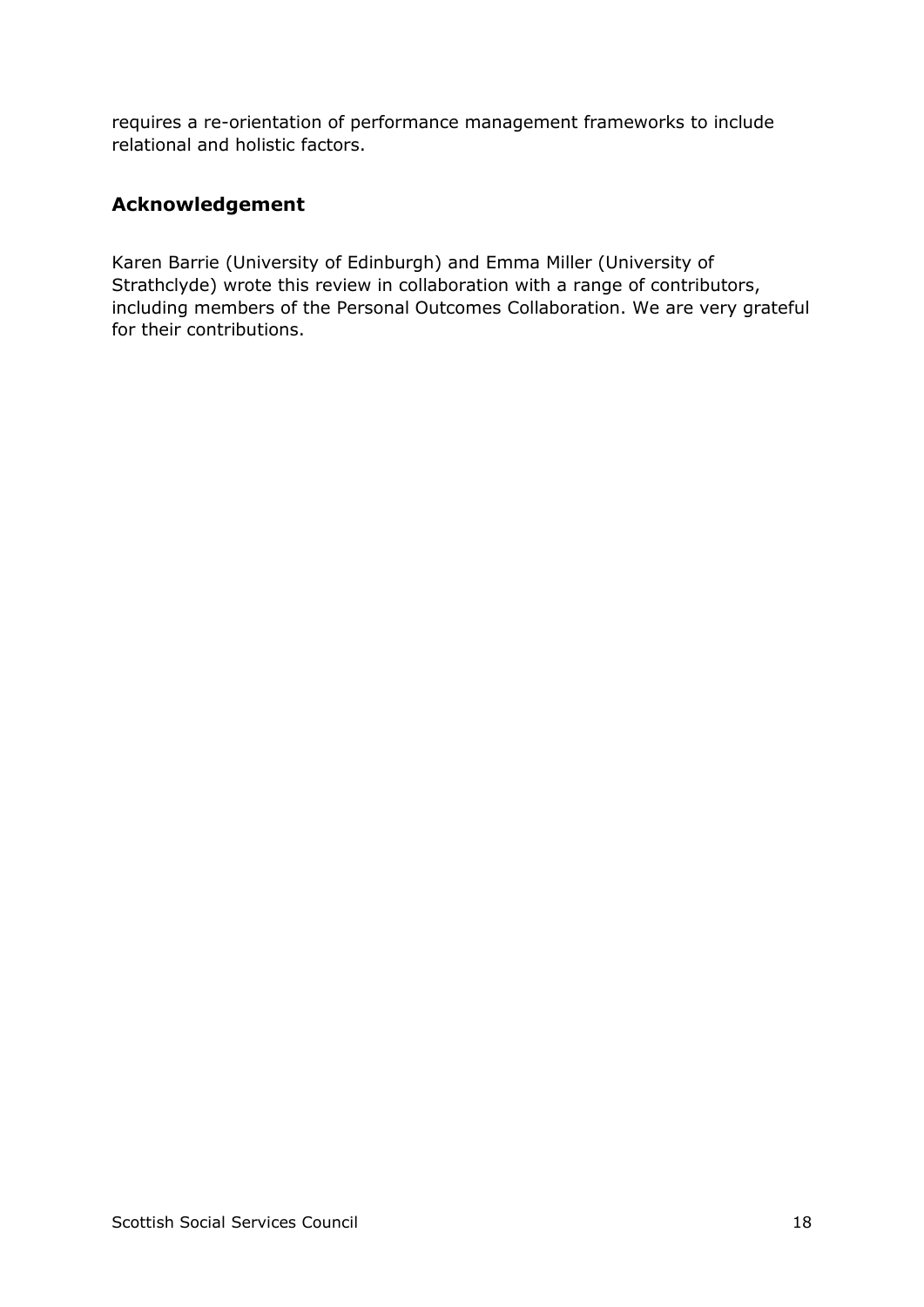requires a re-orientation of performance management frameworks to include relational and holistic factors.

## Acknowledgement

Karen Barrie (University of Edinburgh) and Emma Miller (University of Strathclyde) wrote this review in collaboration with a range of contributors, including members of the Personal Outcomes Collaboration. We are very grateful for their contributions.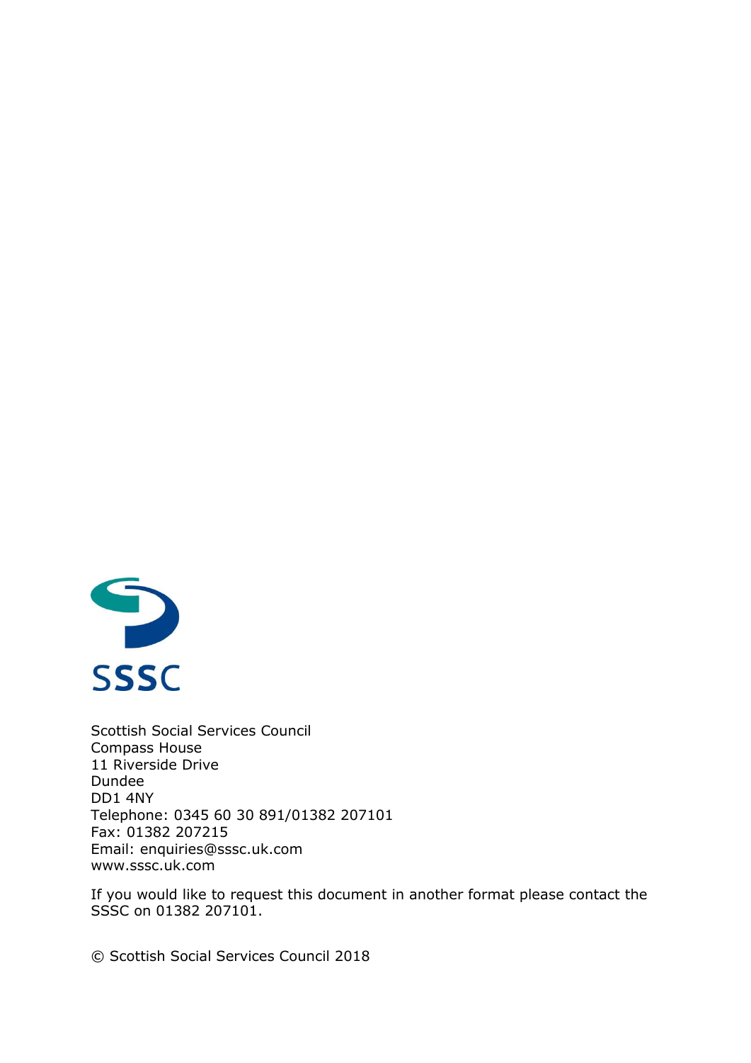SSSC

Scottish Social Services Council
Compass House
11 Riverside Drive
Dundee
DD1 4NY
Telephone: 0345 60 30 891/01382 207101
Fax: 01382 207215
Email: enquiries@sssc.uk.com
www.sssc.uk.com

If you would like to request this document in another format please contact the SSSC on 01382 207101.

© Scottish Social Services Council 2018